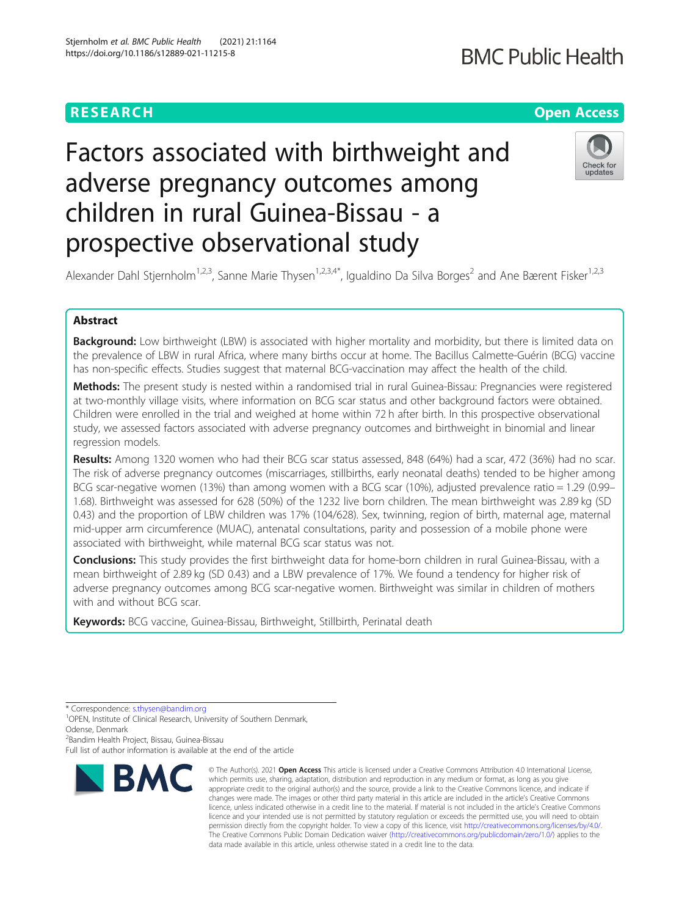RESEARCH Open Access

# Factors associated with birthweight and adverse pregnancy outcomes among children in rural Guinea-Bissau - a prospective observational study

Alexander Dahl Stjernholm[1,2,3], Sanne Marie Thysen[1,2,3,4*], Igualdino Da Silva Borges[2] and Ane Bærent Fisker[1,2,3]

## Abstract

**Background:** Low birthweight (LBW) is associated with higher mortality and morbidity, but there is limited data on the prevalence of LBW in rural Africa, where many births occur at home. The Bacillus Calmette-Guérin (BCG) vaccine has non-specific effects. Studies suggest that maternal BCG-vaccination may affect the health of the child.

**Methods:** The present study is nested within a randomised trial in rural Guinea-Bissau: Pregnancies were registered at two-monthly village visits, where information on BCG scar status and other background factors were obtained. Children were enrolled in the trial and weighed at home within 72 h after birth. In this prospective observational study, we assessed factors associated with adverse pregnancy outcomes and birthweight in binomial and linear regression models.

**Results:** Among 1320 women who had their BCG scar status assessed, 848 (64%) had a scar, 472 (36%) had no scar. The risk of adverse pregnancy outcomes (miscarriages, stillbirths, early neonatal deaths) tended to be higher among BCG scar-negative women (13%) than among women with a BCG scar (10%), adjusted prevalence ratio = 1.29 (0.99–1.68). Birthweight was assessed for 628 (50%) of the 1232 live born children. The mean birthweight was 2.89 kg (SD 0.43) and the proportion of LBW children was 17% (104/628). Sex, twinning, region of birth, maternal age, maternal mid-upper arm circumference (MUAC), antenatal consultations, parity and possession of a mobile phone were associated with birthweight, while maternal BCG scar status was not.

**Conclusions:** This study provides the first birthweight data for home-born children in rural Guinea-Bissau, with a mean birthweight of 2.89 kg (SD 0.43) and a LBW prevalence of 17%. We found a tendency for higher risk of adverse pregnancy outcomes among BCG scar-negative women. Birthweight was similar in children of mothers with and without BCG scar.

**Keywords:** BCG vaccine, Guinea-Bissau, Birthweight, Stillbirth, Perinatal death

---

\* Correspondence: s.thysen@bandim.org

[1]OPEN, Institute of Clinical Research, University of Southern Denmark, Odense, Denmark

[2]Bandim Health Project, Bissau, Guinea-Bissau

Full list of author information is available at the end of the article

© The Author(s). 2021 **Open Access** This article is licensed under a Creative Commons Attribution 4.0 International License, which permits use, sharing, adaptation, distribution and reproduction in any medium or format, as long as you give appropriate credit to the original author(s) and the source, provide a link to the Creative Commons licence, and indicate if changes were made. The images or other third party material in this article are included in the article's Creative Commons licence, unless indicated otherwise in a credit line to the material. If material is not included in the article's Creative Commons licence and your intended use is not permitted by statutory regulation or exceeds the permitted use, you will need to obtain permission directly from the copyright holder. To view a copy of this licence, visit http://creativecommons.org/licenses/by/4.0/. The Creative Commons Public Domain Dedication waiver (http://creativecommons.org/publicdomain/zero/1.0/) applies to the data made available in this article, unless otherwise stated in a credit line to the data.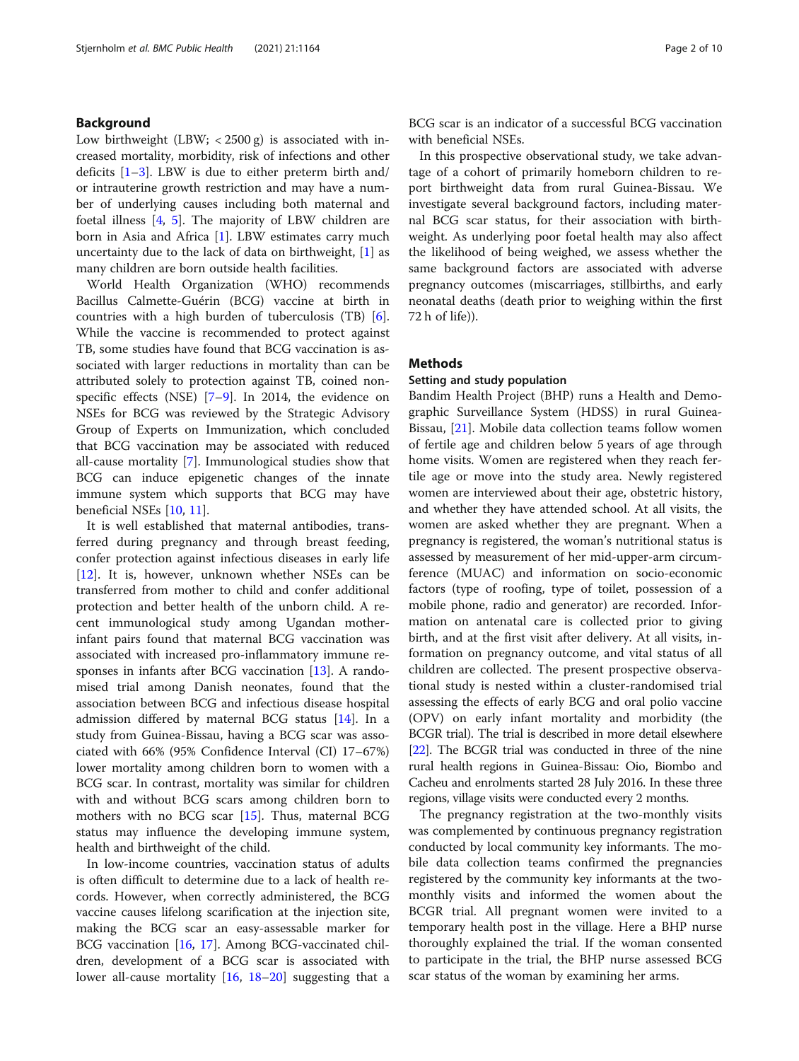## Background

Low birthweight (LBW; < 2500 g) is associated with increased mortality, morbidity, risk of infections and other deficits [1–3]. LBW is due to either preterm birth and/or intrauterine growth restriction and may have a number of underlying causes including both maternal and foetal illness [4, 5]. The majority of LBW children are born in Asia and Africa [1]. LBW estimates carry much uncertainty due to the lack of data on birthweight, [1] as many children are born outside health facilities.

World Health Organization (WHO) recommends Bacillus Calmette-Guérin (BCG) vaccine at birth in countries with a high burden of tuberculosis (TB) [6]. While the vaccine is recommended to protect against TB, some studies have found that BCG vaccination is associated with larger reductions in mortality than can be attributed solely to protection against TB, coined non-specific effects (NSE) [7–9]. In 2014, the evidence on NSEs for BCG was reviewed by the Strategic Advisory Group of Experts on Immunization, which concluded that BCG vaccination may be associated with reduced all-cause mortality [7]. Immunological studies show that BCG can induce epigenetic changes of the innate immune system which supports that BCG may have beneficial NSEs [10, 11].

It is well established that maternal antibodies, transferred during pregnancy and through breast feeding, confer protection against infectious diseases in early life [12]. It is, however, unknown whether NSEs can be transferred from mother to child and confer additional protection and better health of the unborn child. A recent immunological study among Ugandan mother-infant pairs found that maternal BCG vaccination was associated with increased pro-inflammatory immune responses in infants after BCG vaccination [13]. A randomised trial among Danish neonates, found that the association between BCG and infectious disease hospital admission differed by maternal BCG status [14]. In a study from Guinea-Bissau, having a BCG scar was associated with 66% (95% Confidence Interval (CI) 17–67%) lower mortality among children born to women with a BCG scar. In contrast, mortality was similar for children with and without BCG scars among children born to mothers with no BCG scar [15]. Thus, maternal BCG status may influence the developing immune system, health and birthweight of the child.

In low-income countries, vaccination status of adults is often difficult to determine due to a lack of health records. However, when correctly administered, the BCG vaccine causes lifelong scarification at the injection site, making the BCG scar an easy-assessable marker for BCG vaccination [16, 17]. Among BCG-vaccinated children, development of a BCG scar is associated with lower all-cause mortality [16, 18–20] suggesting that a BCG scar is an indicator of a successful BCG vaccination with beneficial NSEs.

In this prospective observational study, we take advantage of a cohort of primarily homeborn children to report birthweight data from rural Guinea-Bissau. We investigate several background factors, including maternal BCG scar status, for their association with birthweight. As underlying poor foetal health may also affect the likelihood of being weighed, we assess whether the same background factors are associated with adverse pregnancy outcomes (miscarriages, stillbirths, and early neonatal deaths (death prior to weighing within the first 72 h of life)).

## Methods

### Setting and study population

Bandim Health Project (BHP) runs a Health and Demographic Surveillance System (HDSS) in rural Guinea-Bissau, [21]. Mobile data collection teams follow women of fertile age and children below 5 years of age through home visits. Women are registered when they reach fertile age or move into the study area. Newly registered women are interviewed about their age, obstetric history, and whether they have attended school. At all visits, the women are asked whether they are pregnant. When a pregnancy is registered, the woman's nutritional status is assessed by measurement of her mid-upper-arm circumference (MUAC) and information on socio-economic factors (type of roofing, type of toilet, possession of a mobile phone, radio and generator) are recorded. Information on antenatal care is collected prior to giving birth, and at the first visit after delivery. At all visits, information on pregnancy outcome, and vital status of all children are collected. The present prospective observational study is nested within a cluster-randomised trial assessing the effects of early BCG and oral polio vaccine (OPV) on early infant mortality and morbidity (the BCGR trial). The trial is described in more detail elsewhere [22]. The BCGR trial was conducted in three of the nine rural health regions in Guinea-Bissau: Oio, Biombo and Cacheu and enrolments started 28 July 2016. In these three regions, village visits were conducted every 2 months.

The pregnancy registration at the two-monthly visits was complemented by continuous pregnancy registration conducted by local community key informants. The mobile data collection teams confirmed the pregnancies registered by the community key informants at the two-monthly visits and informed the women about the BCGR trial. All pregnant women were invited to a temporary health post in the village. Here a BHP nurse thoroughly explained the trial. If the woman consented to participate in the trial, the BHP nurse assessed BCG scar status of the woman by examining her arms.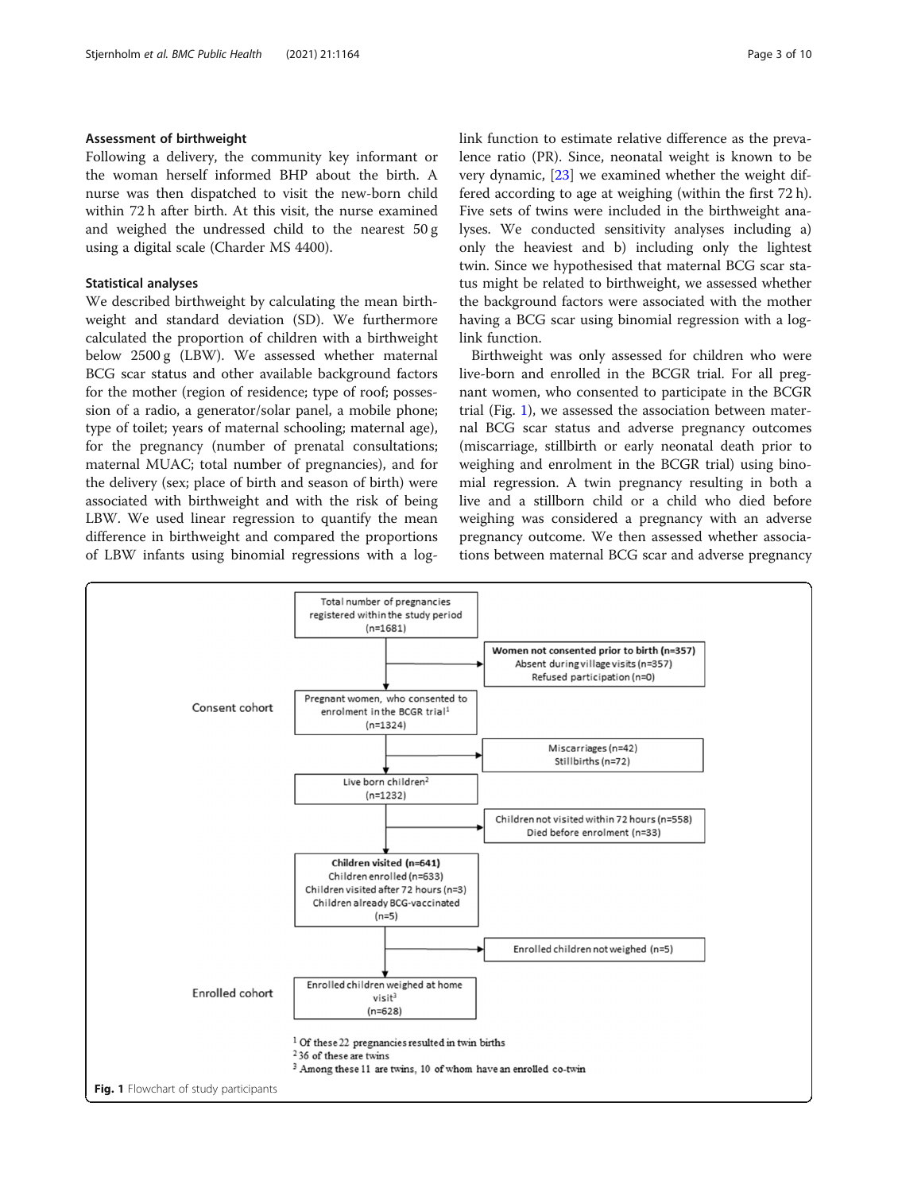### Assessment of birthweight

Following a delivery, the community key informant or the woman herself informed BHP about the birth. A nurse was then dispatched to visit the new-born child within 72 h after birth. At this visit, the nurse examined and weighed the undressed child to the nearest 50 g using a digital scale (Charder MS 4400).

### Statistical analyses

We described birthweight by calculating the mean birthweight and standard deviation (SD). We furthermore calculated the proportion of children with a birthweight below 2500 g (LBW). We assessed whether maternal BCG scar status and other available background factors for the mother (region of residence; type of roof; possession of a radio, a generator/solar panel, a mobile phone; type of toilet; years of maternal schooling; maternal age), for the pregnancy (number of prenatal consultations; maternal MUAC; total number of pregnancies), and for the delivery (sex; place of birth and season of birth) were associated with birthweight and with the risk of being LBW. We used linear regression to quantify the mean difference in birthweight and compared the proportions of LBW infants using binomial regressions with a log-link function to estimate relative difference as the prevalence ratio (PR). Since, neonatal weight is known to be very dynamic, [23] we examined whether the weight differed according to age at weighing (within the first 72 h). Five sets of twins were included in the birthweight analyses. We conducted sensitivity analyses including a) only the heaviest and b) including only the lightest twin. Since we hypothesised that maternal BCG scar status might be related to birthweight, we assessed whether the background factors were associated with the mother having a BCG scar using binomial regression with a log-link function.

Birthweight was only assessed for children who were live-born and enrolled in the BCGR trial. For all pregnant women, who consented to participate in the BCGR trial (Fig. 1), we assessed the association between maternal BCG scar status and adverse pregnancy outcomes (miscarriage, stillbirth or early neonatal death prior to weighing and enrolment in the BCGR trial) using binomial regression. A twin pregnancy resulting in both a live and a stillborn child or a child who died before weighing was considered a pregnancy with an adverse pregnancy outcome. We then assessed whether associations between maternal BCG scar and adverse pregnancy

Total number of pregnancies registered within the study period (n=1681)

→ **Women not consented prior to birth (n=357)**: Absent during village visits (n=357); Refused participation (n=0)

Consent cohort: Pregnant women, who consented to enrolment in the BCGR trial[1] (n=1324)

→ Miscarriages (n=42); Stillbirths (n=72)

Live born children[2] (n=1232)

→ Children not visited within 72 hours (n=558); Died before enrolment (n=33)

**Children visited (n=641)**: Children enrolled (n=633); Children visited after 72 hours (n=3); Children already BCG-vaccinated (n=5)

→ Enrolled children not weighed (n=5)

Enrolled cohort: Enrolled children weighed at home visit[3] (n=628)

[1] Of these 22 pregnancies resulted in twin births

[2] 36 of these are twins

[3] Among these 11 are twins, 10 of whom have an enrolled co-twin

**Fig. 1** Flowchart of study participants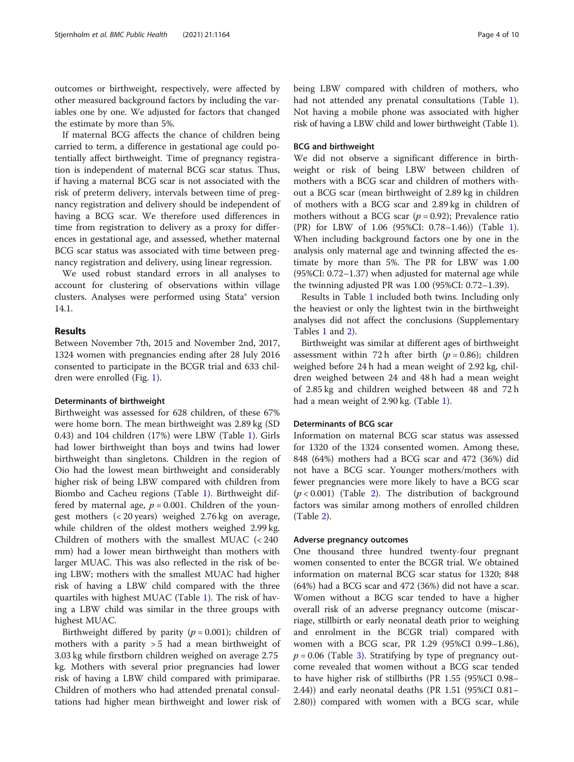outcomes or birthweight, respectively, were affected by other measured background factors by including the variables one by one. We adjusted for factors that changed the estimate by more than 5%.

If maternal BCG affects the chance of children being carried to term, a difference in gestational age could potentially affect birthweight. Time of pregnancy registration is independent of maternal BCG scar status. Thus, if having a maternal BCG scar is not associated with the risk of preterm delivery, intervals between time of pregnancy registration and delivery should be independent of having a BCG scar. We therefore used differences in time from registration to delivery as a proxy for differences in gestational age, and assessed, whether maternal BCG scar status was associated with time between pregnancy registration and delivery, using linear regression.

We used robust standard errors in all analyses to account for clustering of observations within village clusters. Analyses were performed using Stata® version 14.1.

## Results

Between November 7th, 2015 and November 2nd, 2017, 1324 women with pregnancies ending after 28 July 2016 consented to participate in the BCGR trial and 633 children were enrolled (Fig. 1).

### Determinants of birthweight

Birthweight was assessed for 628 children, of these 67% were home born. The mean birthweight was 2.89 kg (SD 0.43) and 104 children (17%) were LBW (Table 1). Girls had lower birthweight than boys and twins had lower birthweight than singletons. Children in the region of Oio had the lowest mean birthweight and considerably higher risk of being LBW compared with children from Biombo and Cacheu regions (Table 1). Birthweight differed by maternal age, $p = 0.001$. Children of the youngest mothers (< 20 years) weighed 2.76 kg on average, while children of the oldest mothers weighed 2.99 kg. Children of mothers with the smallest MUAC (< 240 mm) had a lower mean birthweight than mothers with larger MUAC. This was also reflected in the risk of being LBW; mothers with the smallest MUAC had higher risk of having a LBW child compared with the three quartiles with highest MUAC (Table 1). The risk of having a LBW child was similar in the three groups with highest MUAC.

Birthweight differed by parity ($p = 0.001$); children of mothers with a parity > 5 had a mean birthweight of 3.03 kg while firstborn children weighed on average 2.75 kg. Mothers with several prior pregnancies had lower risk of having a LBW child compared with primiparae. Children of mothers who had attended prenatal consultations had higher mean birthweight and lower risk of being LBW compared with children of mothers, who had not attended any prenatal consultations (Table 1). Not having a mobile phone was associated with higher risk of having a LBW child and lower birthweight (Table 1).

### BCG and birthweight

We did not observe a significant difference in birthweight or risk of being LBW between children of mothers with a BCG scar and children of mothers without a BCG scar (mean birthweight of 2.89 kg in children of mothers with a BCG scar and 2.89 kg in children of mothers without a BCG scar ($p = 0.92$); Prevalence ratio (PR) for LBW of 1.06 (95%CI: 0.78–1.46)) (Table 1). When including background factors one by one in the analysis only maternal age and twinning affected the estimate by more than 5%. The PR for LBW was 1.00 (95%CI: 0.72–1.37) when adjusted for maternal age while the twinning adjusted PR was 1.00 (95%CI: 0.72–1.39).

Results in Table 1 included both twins. Including only the heaviest or only the lightest twin in the birthweight analyses did not affect the conclusions (Supplementary Tables 1 and 2).

Birthweight was similar at different ages of birthweight assessment within 72 h after birth ($p = 0.86$); children weighed before 24 h had a mean weight of 2.92 kg, children weighed between 24 and 48 h had a mean weight of 2.85 kg and children weighed between 48 and 72 h had a mean weight of 2.90 kg. (Table 1).

### Determinants of BCG scar

Information on maternal BCG scar status was assessed for 1320 of the 1324 consented women. Among these, 848 (64%) mothers had a BCG scar and 472 (36%) did not have a BCG scar. Younger mothers/mothers with fewer pregnancies were more likely to have a BCG scar ($p < 0.001$) (Table 2). The distribution of background factors was similar among mothers of enrolled children (Table 2).

### Adverse pregnancy outcomes

One thousand three hundred twenty-four pregnant women consented to enter the BCGR trial. We obtained information on maternal BCG scar status for 1320; 848 (64%) had a BCG scar and 472 (36%) did not have a scar. Women without a BCG scar tended to have a higher overall risk of an adverse pregnancy outcome (miscarriage, stillbirth or early neonatal death prior to weighing and enrolment in the BCGR trial) compared with women with a BCG scar, PR 1.29 (95%CI 0.99–1.86), $p = 0.06$ (Table 3). Stratifying by type of pregnancy outcome revealed that women without a BCG scar tended to have higher risk of stillbirths (PR 1.55 (95%CI 0.98–2.44)) and early neonatal deaths (PR 1.51 (95%CI 0.81–2.80)) compared with women with a BCG scar, while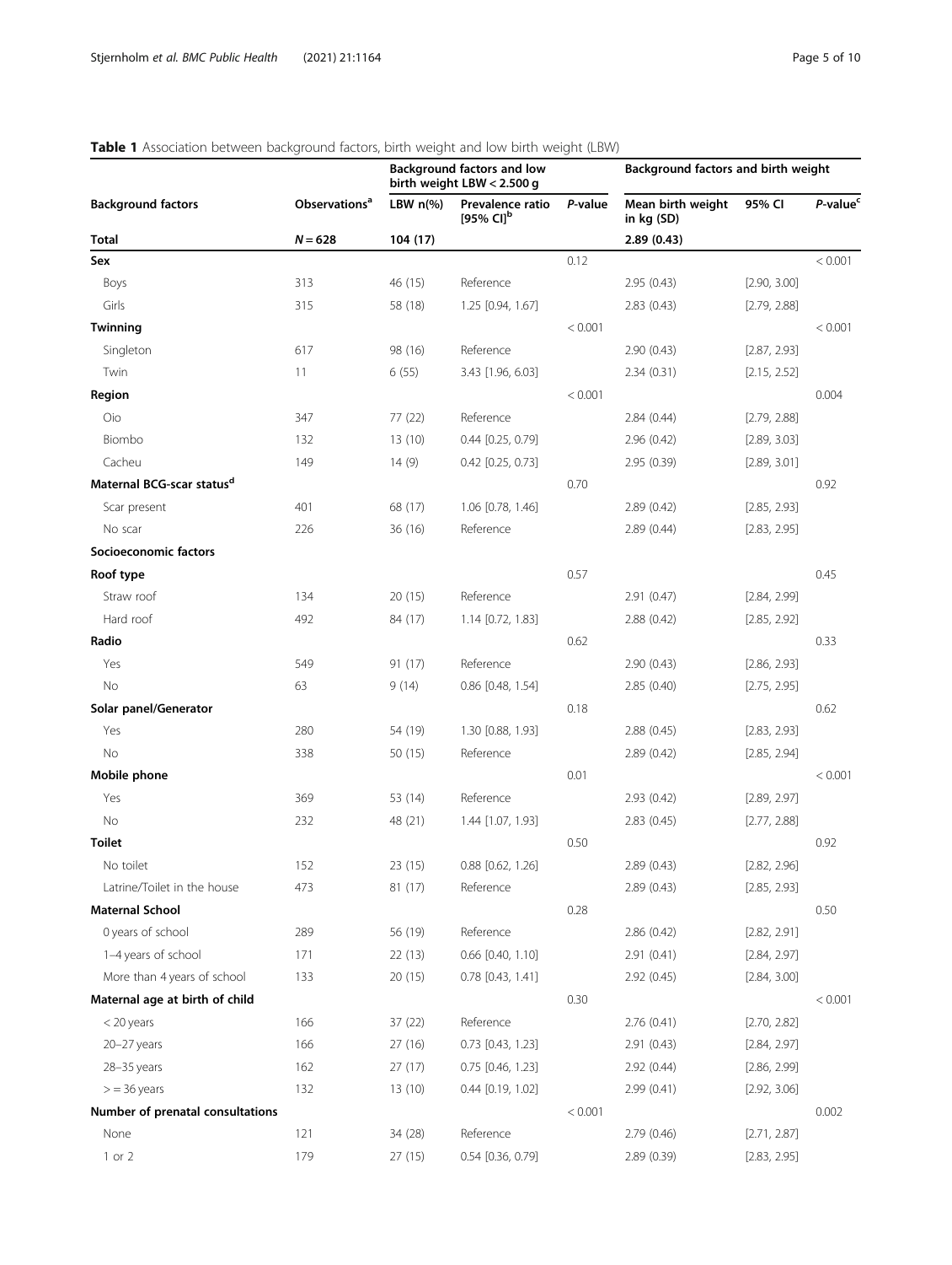**Table 1** Association between background factors, birth weight and low birth weight (LBW)

| Background factors | Observations[a] | Background factors and low birth weight LBW < 2.500 g | | | Background factors and birth weight | | |
|---|---|---|---|---|---|---|---|
| | | LBW n(%) | Prevalence ratio [95% CI][b] | *P*-value | Mean birth weight in kg (SD) | 95% CI | *P*-value[c] |
| **Total** | *N* = 628 | 104 (17) | | | 2.89 (0.43) | | |
| **Sex** | | | | 0.12 | | | < 0.001 |
| Boys | 313 | 46 (15) | Reference | | 2.95 (0.43) | [2.90, 3.00] | |
| Girls | 315 | 58 (18) | 1.25 [0.94, 1.67] | | 2.83 (0.43) | [2.79, 2.88] | |
| **Twinning** | | | | < 0.001 | | | < 0.001 |
| Singleton | 617 | 98 (16) | Reference | | 2.90 (0.43) | [2.87, 2.93] | |
| Twin | 11 | 6 (55) | 3.43 [1.96, 6.03] | | 2.34 (0.31) | [2.15, 2.52] | |
| **Region** | | | | < 0.001 | | | 0.004 |
| Oio | 347 | 77 (22) | Reference | | 2.84 (0.44) | [2.79, 2.88] | |
| Biombo | 132 | 13 (10) | 0.44 [0.25, 0.79] | | 2.96 (0.42) | [2.89, 3.03] | |
| Cacheu | 149 | 14 (9) | 0.42 [0.25, 0.73] | | 2.95 (0.39) | [2.89, 3.01] | |
| **Maternal BCG-scar status[d]** | | | | 0.70 | | | 0.92 |
| Scar present | 401 | 68 (17) | 1.06 [0.78, 1.46] | | 2.89 (0.42) | [2.85, 2.93] | |
| No scar | 226 | 36 (16) | Reference | | 2.89 (0.44) | [2.83, 2.95] | |
| **Socioeconomic factors** | | | | | | | |
| **Roof type** | | | | 0.57 | | | 0.45 |
| Straw roof | 134 | 20 (15) | Reference | | 2.91 (0.47) | [2.84, 2.99] | |
| Hard roof | 492 | 84 (17) | 1.14 [0.72, 1.83] | | 2.88 (0.42) | [2.85, 2.92] | |
| **Radio** | | | | 0.62 | | | 0.33 |
| Yes | 549 | 91 (17) | Reference | | 2.90 (0.43) | [2.86, 2.93] | |
| No | 63 | 9 (14) | 0.86 [0.48, 1.54] | | 2.85 (0.40) | [2.75, 2.95] | |
| **Solar panel/Generator** | | | | 0.18 | | | 0.62 |
| Yes | 280 | 54 (19) | 1.30 [0.88, 1.93] | | 2.88 (0.45) | [2.83, 2.93] | |
| No | 338 | 50 (15) | Reference | | 2.89 (0.42) | [2.85, 2.94] | |
| **Mobile phone** | | | | 0.01 | | | < 0.001 |
| Yes | 369 | 53 (14) | Reference | | 2.93 (0.42) | [2.89, 2.97] | |
| No | 232 | 48 (21) | 1.44 [1.07, 1.93] | | 2.83 (0.45) | [2.77, 2.88] | |
| **Toilet** | | | | 0.50 | | | 0.92 |
| No toilet | 152 | 23 (15) | 0.88 [0.62, 1.26] | | 2.89 (0.43) | [2.82, 2.96] | |
| Latrine/Toilet in the house | 473 | 81 (17) | Reference | | 2.89 (0.43) | [2.85, 2.93] | |
| **Maternal School** | | | | 0.28 | | | 0.50 |
| 0 years of school | 289 | 56 (19) | Reference | | 2.86 (0.42) | [2.82, 2.91] | |
| 1–4 years of school | 171 | 22 (13) | 0.66 [0.40, 1.10] | | 2.91 (0.41) | [2.84, 2.97] | |
| More than 4 years of school | 133 | 20 (15) | 0.78 [0.43, 1.41] | | 2.92 (0.45) | [2.84, 3.00] | |
| **Maternal age at birth of child** | | | | 0.30 | | | < 0.001 |
| < 20 years | 166 | 37 (22) | Reference | | 2.76 (0.41) | [2.70, 2.82] | |
| 20–27 years | 166 | 27 (16) | 0.73 [0.43, 1.23] | | 2.91 (0.43) | [2.84, 2.97] | |
| 28–35 years | 162 | 27 (17) | 0.75 [0.46, 1.23] | | 2.92 (0.44) | [2.86, 2.99] | |
| > = 36 years | 132 | 13 (10) | 0.44 [0.19, 1.02] | | 2.99 (0.41) | [2.92, 3.06] | |
| **Number of prenatal consultations** | | | | < 0.001 | | | 0.002 |
| None | 121 | 34 (28) | Reference | | 2.79 (0.46) | [2.71, 2.87] | |
| 1 or 2 | 179 | 27 (15) | 0.54 [0.36, 0.79] | | 2.89 (0.39) | [2.83, 2.95] | |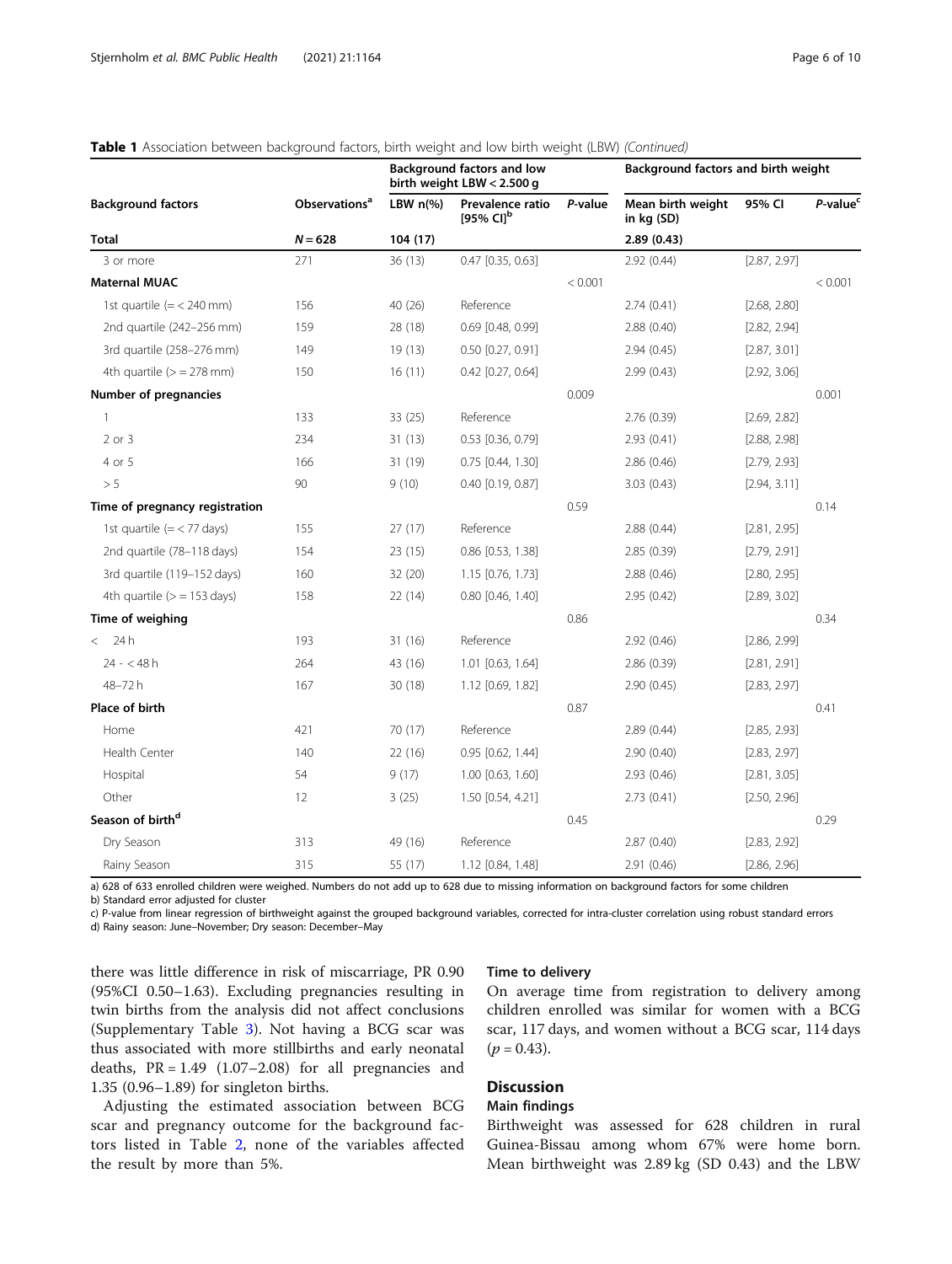**Table 1** Association between background factors, birth weight and low birth weight (LBW) *(Continued)*

| Background factors | Observations[a] | Background factors and low birth weight LBW < 2.500 g | | | Background factors and birth weight | | |
|---|---|---|---|---|---|---|---|
| | | LBW n(%) | Prevalence ratio [95% CI][b] | *P*-value | Mean birth weight in kg (SD) | 95% CI | *P*-value[c] |
| **Total** | *N* = 628 | 104 (17) | | | 2.89 (0.43) | | |
| 3 or more | 271 | 36 (13) | 0.47 [0.35, 0.63] | | 2.92 (0.44) | [2.87, 2.97] | |
| **Maternal MUAC** | | | | < 0.001 | | | < 0.001 |
| 1st quartile (= < 240 mm) | 156 | 40 (26) | Reference | | 2.74 (0.41) | [2.68, 2.80] | |
| 2nd quartile (242–256 mm) | 159 | 28 (18) | 0.69 [0.48, 0.99] | | 2.88 (0.40) | [2.82, 2.94] | |
| 3rd quartile (258–276 mm) | 149 | 19 (13) | 0.50 [0.27, 0.91] | | 2.94 (0.45) | [2.87, 3.01] | |
| 4th quartile (> = 278 mm) | 150 | 16 (11) | 0.42 [0.27, 0.64] | | 2.99 (0.43) | [2.92, 3.06] | |
| **Number of pregnancies** | | | | 0.009 | | | 0.001 |
| 1 | 133 | 33 (25) | Reference | | 2.76 (0.39) | [2.69, 2.82] | |
| 2 or 3 | 234 | 31 (13) | 0.53 [0.36, 0.79] | | 2.93 (0.41) | [2.88, 2.98] | |
| 4 or 5 | 166 | 31 (19) | 0.75 [0.44, 1.30] | | 2.86 (0.46) | [2.79, 2.93] | |
| > 5 | 90 | 9 (10) | 0.40 [0.19, 0.87] | | 3.03 (0.43) | [2.94, 3.11] | |
| **Time of pregnancy registration** | | | | 0.59 | | | 0.14 |
| 1st quartile (= < 77 days) | 155 | 27 (17) | Reference | | 2.88 (0.44) | [2.81, 2.95] | |
| 2nd quartile (78–118 days) | 154 | 23 (15) | 0.86 [0.53, 1.38] | | 2.85 (0.39) | [2.79, 2.91] | |
| 3rd quartile (119–152 days) | 160 | 32 (20) | 1.15 [0.76, 1.73] | | 2.88 (0.46) | [2.80, 2.95] | |
| 4th quartile (> = 153 days) | 158 | 22 (14) | 0.80 [0.46, 1.40] | | 2.95 (0.42) | [2.89, 3.02] | |
| **Time of weighing** | | | | 0.86 | | | 0.34 |
| < 24 h | 193 | 31 (16) | Reference | | 2.92 (0.46) | [2.86, 2.99] | |
| 24 - < 48 h | 264 | 43 (16) | 1.01 [0.63, 1.64] | | 2.86 (0.39) | [2.81, 2.91] | |
| 48–72 h | 167 | 30 (18) | 1.12 [0.69, 1.82] | | 2.90 (0.45) | [2.83, 2.97] | |
| **Place of birth** | | | | 0.87 | | | 0.41 |
| Home | 421 | 70 (17) | Reference | | 2.89 (0.44) | [2.85, 2.93] | |
| Health Center | 140 | 22 (16) | 0.95 [0.62, 1.44] | | 2.90 (0.40) | [2.83, 2.97] | |
| Hospital | 54 | 9 (17) | 1.00 [0.63, 1.60] | | 2.93 (0.46) | [2.81, 3.05] | |
| Other | 12 | 3 (25) | 1.50 [0.54, 4.21] | | 2.73 (0.41) | [2.50, 2.96] | |
| **Season of birth[d]** | | | | 0.45 | | | 0.29 |
| Dry Season | 313 | 49 (16) | Reference | | 2.87 (0.40) | [2.83, 2.92] | |
| Rainy Season | 315 | 55 (17) | 1.12 [0.84, 1.48] | | 2.91 (0.46) | [2.86, 2.96] | |

a) 628 of 633 enrolled children were weighed. Numbers do not add up to 628 due to missing information on background factors for some children
b) Standard error adjusted for cluster
c) P-value from linear regression of birthweight against the grouped background variables, corrected for intra-cluster correlation using robust standard errors
d) Rainy season: June–November; Dry season: December–May

there was little difference in risk of miscarriage, PR 0.90 (95%CI 0.50–1.63). Excluding pregnancies resulting in twin births from the analysis did not affect conclusions (Supplementary Table 3). Not having a BCG scar was thus associated with more stillbirths and early neonatal deaths, PR = 1.49 (1.07–2.08) for all pregnancies and 1.35 (0.96–1.89) for singleton births.

Adjusting the estimated association between BCG scar and pregnancy outcome for the background factors listed in Table 2, none of the variables affected the result by more than 5%.

### Time to delivery

On average time from registration to delivery among children enrolled was similar for women with a BCG scar, 117 days, and women without a BCG scar, 114 days ($p = 0.43$).

## Discussion

### Main findings

Birthweight was assessed for 628 children in rural Guinea-Bissau among whom 67% were home born. Mean birthweight was 2.89 kg (SD 0.43) and the LBW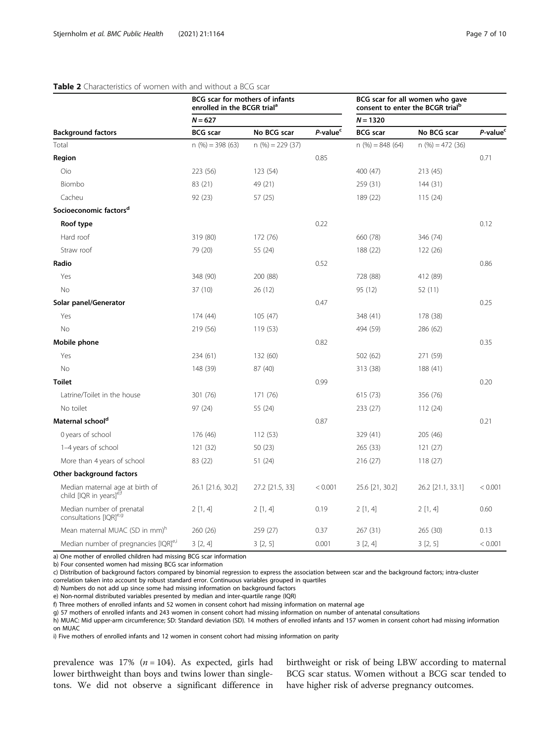**Table 2** Characteristics of women with and without a BCG scar

| Background factors | BCG scar for mothers of infants enrolled in the BCGR trial[a] | | | BCG scar for all women who gave consent to enter the BCGR trial[b] | | |
|---|---|---|---|---|---|---|
| | $N = 627$ | | | $N = 1320$ | | |
| | **BCG scar** | **No BCG scar** | ***P*-value[c]** | **BCG scar** | **No BCG scar** | ***P*-value[c]** |
| Total | n (%) = 398 (63) | n (%) = 229 (37) | | n (%) = 848 (64) | n (%) = 472 (36) | |
| **Region** | | | 0.85 | | | 0.71 |
| Oio | 223 (56) | 123 (54) | | 400 (47) | 213 (45) | |
| Biombo | 83 (21) | 49 (21) | | 259 (31) | 144 (31) | |
| Cacheu | 92 (23) | 57 (25) | | 189 (22) | 115 (24) | |
| **Socioeconomic factors[d]** | | | | | | |
| **Roof type** | | | 0.22 | | | 0.12 |
| Hard roof | 319 (80) | 172 (76) | | 660 (78) | 346 (74) | |
| Straw roof | 79 (20) | 55 (24) | | 188 (22) | 122 (26) | |
| **Radio** | | | 0.52 | | | 0.86 |
| Yes | 348 (90) | 200 (88) | | 728 (88) | 412 (89) | |
| No | 37 (10) | 26 (12) | | 95 (12) | 52 (11) | |
| **Solar panel/Generator** | | | 0.47 | | | 0.25 |
| Yes | 174 (44) | 105 (47) | | 348 (41) | 178 (38) | |
| No | 219 (56) | 119 (53) | | 494 (59) | 286 (62) | |
| **Mobile phone** | | | 0.82 | | | 0.35 |
| Yes | 234 (61) | 132 (60) | | 502 (62) | 271 (59) | |
| No | 148 (39) | 87 (40) | | 313 (38) | 188 (41) | |
| **Toilet** | | | 0.99 | | | 0.20 |
| Latrine/Toilet in the house | 301 (76) | 171 (76) | | 615 (73) | 356 (76) | |
| No toilet | 97 (24) | 55 (24) | | 233 (27) | 112 (24) | |
| **Maternal school[d]** | | | 0.87 | | | 0.21 |
| 0 years of school | 176 (46) | 112 (53) | | 329 (41) | 205 (46) | |
| 1–4 years of school | 121 (32) | 50 (23) | | 265 (33) | 121 (27) | |
| More than 4 years of school | 83 (22) | 51 (24) | | 216 (27) | 118 (27) | |
| **Other background factors** | | | | | | |
| Median maternal age at birth of child [IQR in years][e,f] | 26.1 [21.6, 30.2] | 27.2 [21.5, 33] | < 0.001 | 25.6 [21, 30.2] | 26.2 [21.1, 33.1] | < 0.001 |
| Median number of prenatal consultations [IQR][e,g] | 2 [1, 4] | 2 [1, 4] | 0.19 | 2 [1, 4] | 2 [1, 4] | 0.60 |
| Mean maternal MUAC (SD in mm)[h] | 260 (26) | 259 (27) | 0.37 | 267 (31) | 265 (30) | 0.13 |
| Median number of pregnancies [IQR][e,i] | 3 [2, 4] | 3 [2, 5] | 0.001 | 3 [2, 4] | 3 [2, 5] | < 0.001 |

a) One mother of enrolled children had missing BCG scar information
b) Four consented women had missing BCG scar information
c) Distribution of background factors compared by binomial regression to express the association between scar and the background factors; intra-cluster correlation taken into account by robust standard error. Continuous variables grouped in quartiles
d) Numbers do not add up since some had missing information on background factors
e) Non-normal distributed variables presented by median and inter-quartile range (IQR)
f) Three mothers of enrolled infants and 52 women in consent cohort had missing information on maternal age
g) 57 mothers of enrolled infants and 243 women in consent cohort had missing information on number of antenatal consultations
h) MUAC: Mid upper-arm circumference; SD: Standard deviation (SD). 14 mothers of enrolled infants and 157 women in consent cohort had missing information on MUAC
i) Five mothers of enrolled infants and 12 women in consent cohort had missing information on parity

prevalence was 17% ($n = 104$). As expected, girls had lower birthweight than boys and twins lower than singletons. We did not observe a significant difference in birthweight or risk of being LBW according to maternal BCG scar status. Women without a BCG scar tended to have higher risk of adverse pregnancy outcomes.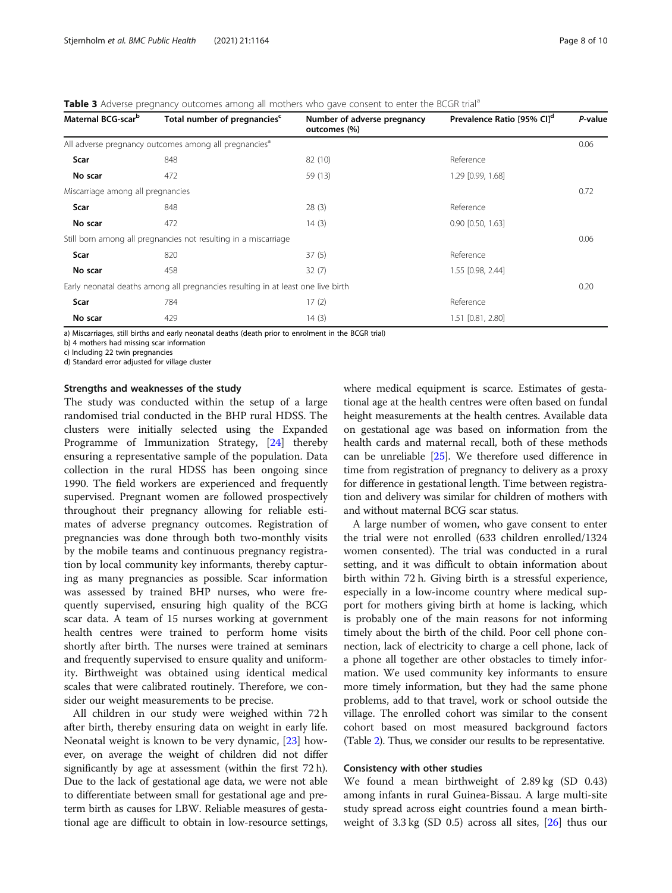**Table 3** Adverse pregnancy outcomes among all mothers who gave consent to enter the BCGR trial[a]

| Maternal BCG-scar[b] | Total number of pregnancies[c] | Number of adverse pregnancy outcomes (%) | Prevalence Ratio [95% CI][d] | *P*-value |
|---|---|---|---|---|
| All adverse pregnancy outcomes among all pregnancies[a] | | | | 0.06 |
| **Scar** | 848 | 82 (10) | Reference | |
| **No scar** | 472 | 59 (13) | 1.29 [0.99, 1.68] | |
| Miscarriage among all pregnancies | | | | 0.72 |
| **Scar** | 848 | 28 (3) | Reference | |
| **No scar** | 472 | 14 (3) | 0.90 [0.50, 1.63] | |
| Still born among all pregnancies not resulting in a miscarriage | | | | 0.06 |
| **Scar** | 820 | 37 (5) | Reference | |
| **No scar** | 458 | 32 (7) | 1.55 [0.98, 2.44] | |
| Early neonatal deaths among all pregnancies resulting in at least one live birth | | | | 0.20 |
| **Scar** | 784 | 17 (2) | Reference | |
| **No scar** | 429 | 14 (3) | 1.51 [0.81, 2.80] | |

a) Miscarriages, still births and early neonatal deaths (death prior to enrolment in the BCGR trial)
b) 4 mothers had missing scar information
c) Including 22 twin pregnancies
d) Standard error adjusted for village cluster

### Strengths and weaknesses of the study

The study was conducted within the setup of a large randomised trial conducted in the BHP rural HDSS. The clusters were initially selected using the Expanded Programme of Immunization Strategy, [24] thereby ensuring a representative sample of the population. Data collection in the rural HDSS has been ongoing since 1990. The field workers are experienced and frequently supervised. Pregnant women are followed prospectively throughout their pregnancy allowing for reliable estimates of adverse pregnancy outcomes. Registration of pregnancies was done through both two-monthly visits by the mobile teams and continuous pregnancy registration by local community key informants, thereby capturing as many pregnancies as possible. Scar information was assessed by trained BHP nurses, who were frequently supervised, ensuring high quality of the BCG scar data. A team of 15 nurses working at government health centres were trained to perform home visits shortly after birth. The nurses were trained at seminars and frequently supervised to ensure quality and uniformity. Birthweight was obtained using identical medical scales that were calibrated routinely. Therefore, we consider our weight measurements to be precise.

All children in our study were weighed within 72 h after birth, thereby ensuring data on weight in early life. Neonatal weight is known to be very dynamic, [23] however, on average the weight of children did not differ significantly by age at assessment (within the first 72 h). Due to the lack of gestational age data, we were not able to differentiate between small for gestational age and preterm birth as causes for LBW. Reliable measures of gestational age are difficult to obtain in low-resource settings, where medical equipment is scarce. Estimates of gestational age at the health centres were often based on fundal height measurements at the health centres. Available data on gestational age was based on information from the health cards and maternal recall, both of these methods can be unreliable [25]. We therefore used difference in time from registration of pregnancy to delivery as a proxy for difference in gestational length. Time between registration and delivery was similar for children of mothers with and without maternal BCG scar status.

A large number of women, who gave consent to enter the trial were not enrolled (633 children enrolled/1324 women consented). The trial was conducted in a rural setting, and it was difficult to obtain information about birth within 72 h. Giving birth is a stressful experience, especially in a low-income country where medical support for mothers giving birth at home is lacking, which is probably one of the main reasons for not informing timely about the birth of the child. Poor cell phone connection, lack of electricity to charge a cell phone, lack of a phone all together are other obstacles to timely information. We used community key informants to ensure more timely information, but they had the same phone problems, add to that travel, work or school outside the village. The enrolled cohort was similar to the consent cohort based on most measured background factors (Table 2). Thus, we consider our results to be representative.

### Consistency with other studies

We found a mean birthweight of 2.89 kg (SD 0.43) among infants in rural Guinea-Bissau. A large multi-site study spread across eight countries found a mean birthweight of 3.3 kg (SD 0.5) across all sites, [26] thus our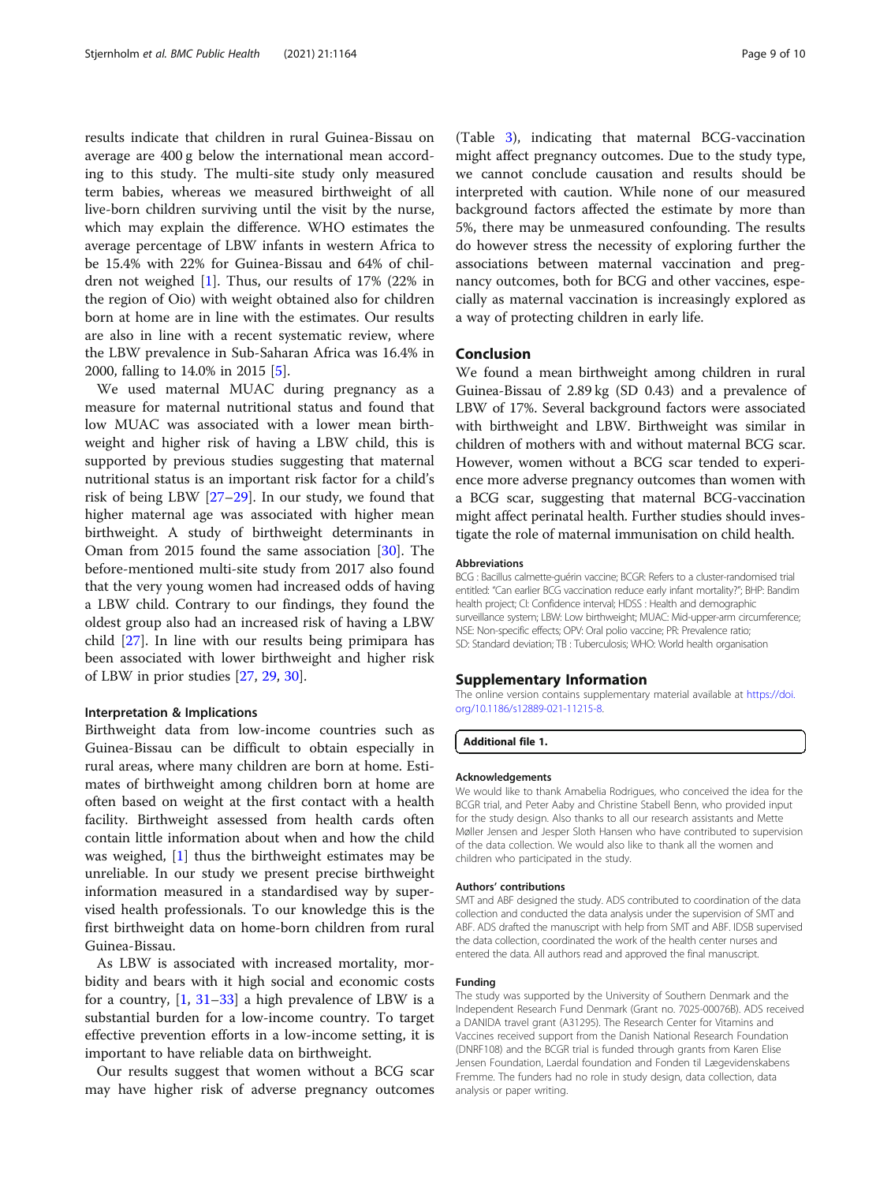results indicate that children in rural Guinea-Bissau on average are 400 g below the international mean according to this study. The multi-site study only measured term babies, whereas we measured birthweight of all live-born children surviving until the visit by the nurse, which may explain the difference. WHO estimates the average percentage of LBW infants in western Africa to be 15.4% with 22% for Guinea-Bissau and 64% of children not weighed [1]. Thus, our results of 17% (22% in the region of Oio) with weight obtained also for children born at home are in line with the estimates. Our results are also in line with a recent systematic review, where the LBW prevalence in Sub-Saharan Africa was 16.4% in 2000, falling to 14.0% in 2015 [5].

We used maternal MUAC during pregnancy as a measure for maternal nutritional status and found that low MUAC was associated with a lower mean birthweight and higher risk of having a LBW child, this is supported by previous studies suggesting that maternal nutritional status is an important risk factor for a child's risk of being LBW [27–29]. In our study, we found that higher maternal age was associated with higher mean birthweight. A study of birthweight determinants in Oman from 2015 found the same association [30]. The before-mentioned multi-site study from 2017 also found that the very young women had increased odds of having a LBW child. Contrary to our findings, they found the oldest group also had an increased risk of having a LBW child [27]. In line with our results being primipara has been associated with lower birthweight and higher risk of LBW in prior studies [27, 29, 30].

### Interpretation & Implications

Birthweight data from low-income countries such as Guinea-Bissau can be difficult to obtain especially in rural areas, where many children are born at home. Estimates of birthweight among children born at home are often based on weight at the first contact with a health facility. Birthweight assessed from health cards often contain little information about when and how the child was weighed, [1] thus the birthweight estimates may be unreliable. In our study we present precise birthweight information measured in a standardised way by supervised health professionals. To our knowledge this is the first birthweight data on home-born children from rural Guinea-Bissau.

As LBW is associated with increased mortality, morbidity and bears with it high social and economic costs for a country, [1, 31–33] a high prevalence of LBW is a substantial burden for a low-income country. To target effective prevention efforts in a low-income setting, it is important to have reliable data on birthweight.

Our results suggest that women without a BCG scar may have higher risk of adverse pregnancy outcomes (Table 3), indicating that maternal BCG-vaccination might affect pregnancy outcomes. Due to the study type, we cannot conclude causation and results should be interpreted with caution. While none of our measured background factors affected the estimate by more than 5%, there may be unmeasured confounding. The results do however stress the necessity of exploring further the associations between maternal vaccination and pregnancy outcomes, both for BCG and other vaccines, especially as maternal vaccination is increasingly explored as a way of protecting children in early life.

## Conclusion

We found a mean birthweight among children in rural Guinea-Bissau of 2.89 kg (SD 0.43) and a prevalence of LBW of 17%. Several background factors were associated with birthweight and LBW. Birthweight was similar in children of mothers with and without maternal BCG scar. However, women without a BCG scar tended to experience more adverse pregnancy outcomes than women with a BCG scar, suggesting that maternal BCG-vaccination might affect perinatal health. Further studies should investigate the role of maternal immunisation on child health.

#### Abbreviations

BCG : Bacillus calmette-guérin vaccine; BCGR: Refers to a cluster-randomised trial entitled: "Can earlier BCG vaccination reduce early infant mortality?"; BHP: Bandim health project; CI: Confidence interval; HDSS : Health and demographic surveillance system; LBW: Low birthweight; MUAC: Mid-upper-arm circumference; NSE: Non-specific effects; OPV: Oral polio vaccine; PR: Prevalence ratio; SD: Standard deviation; TB : Tuberculosis; WHO: World health organisation

## Supplementary Information

The online version contains supplementary material available at https://doi.org/10.1186/s12889-021-11215-8.

**Additional file 1.**

#### Acknowledgements

We would like to thank Amabelia Rodrigues, who conceived the idea for the BCGR trial, and Peter Aaby and Christine Stabell Benn, who provided input for the study design. Also thanks to all our research assistants and Mette Møller Jensen and Jesper Sloth Hansen who have contributed to supervision of the data collection. We would also like to thank all the women and children who participated in the study.

#### Authors' contributions

SMT and ABF designed the study. ADS contributed to coordination of the data collection and conducted the data analysis under the supervision of SMT and ABF. ADS drafted the manuscript with help from SMT and ABF. IDSB supervised the data collection, coordinated the work of the health center nurses and entered the data. All authors read and approved the final manuscript.

#### Funding

The study was supported by the University of Southern Denmark and the Independent Research Fund Denmark (Grant no. 7025-00076B). ADS received a DANIDA travel grant (A31295). The Research Center for Vitamins and Vaccines received support from the Danish National Research Foundation (DNRF108) and the BCGR trial is funded through grants from Karen Elise Jensen Foundation, Laerdal foundation and Fonden til Lægevidenskabens Fremme. The funders had no role in study design, data collection, data analysis or paper writing.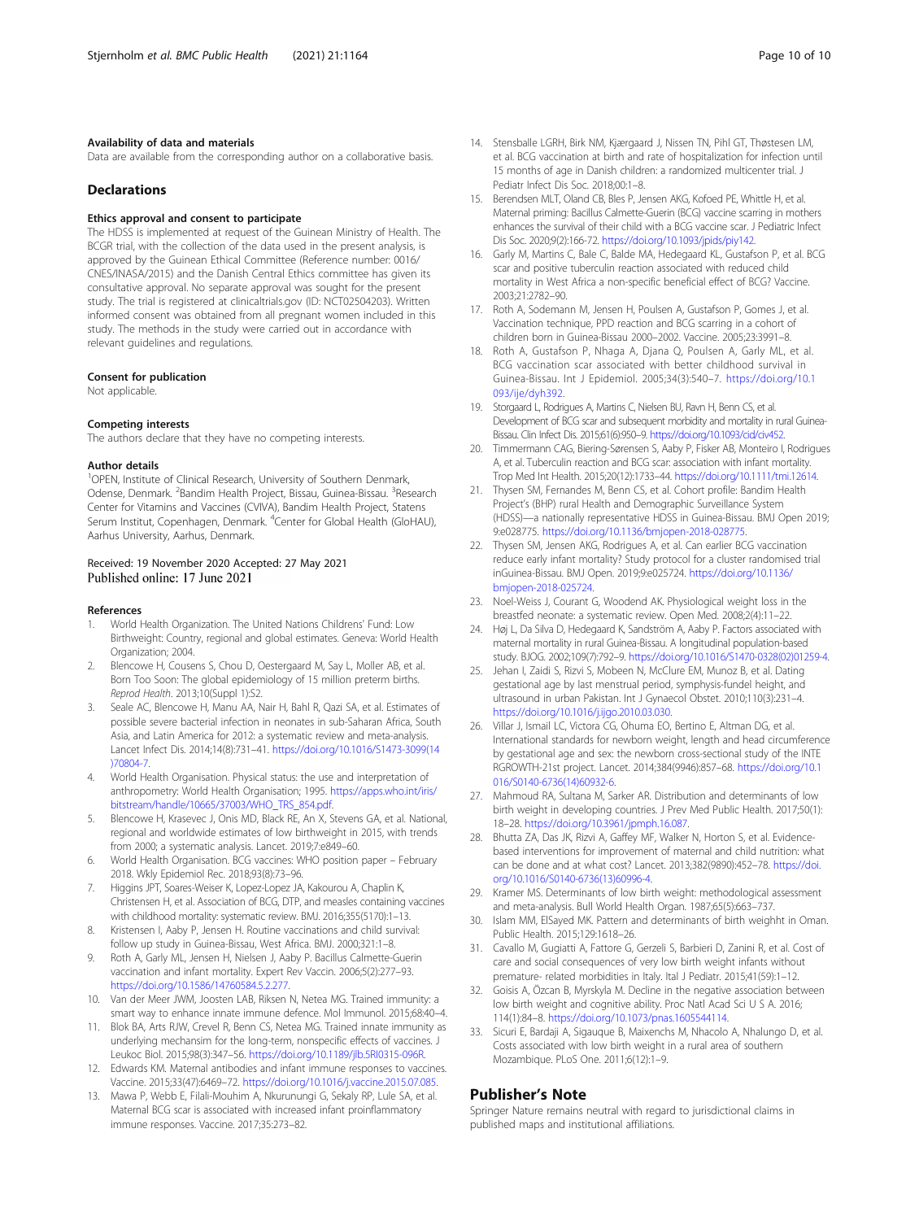### Availability of data and materials

Data are available from the corresponding author on a collaborative basis.

## Declarations

### Ethics approval and consent to participate

The HDSS is implemented at request of the Guinean Ministry of Health. The BCGR trial, with the collection of the data used in the present analysis, is approved by the Guinean Ethical Committee (Reference number: 0016/ CNES/INASA/2015) and the Danish Central Ethics committee has given its consultative approval. No separate approval was sought for the present study. The trial is registered at clinicaltrials.gov (ID: NCT02504203). Written informed consent was obtained from all pregnant women included in this study. The methods in the study were carried out in accordance with relevant guidelines and regulations.

### Consent for publication

Not applicable.

### Competing interests

The authors declare that they have no competing interests.

### Author details

[1]OPEN, Institute of Clinical Research, University of Southern Denmark, Odense, Denmark. [2]Bandim Health Project, Bissau, Guinea-Bissau. [3]Research Center for Vitamins and Vaccines (CVIVA), Bandim Health Project, Statens Serum Institut, Copenhagen, Denmark. [4]Center for Global Health (GloHAU), Aarhus University, Aarhus, Denmark.

Received: 19 November 2020 Accepted: 27 May 2021
Published online: 17 June 2021

### References

1. World Health Organization. The United Nations Childrens' Fund: Low Birthweight: Country, regional and global estimates. Geneva: World Health Organization; 2004.
2. Blencowe H, Cousens S, Chou D, Oestergaard M, Say L, Moller AB, et al. Born Too Soon: The global epidemiology of 15 million preterm births. *Reprod Health*. 2013;10(Suppl 1):S2.
3. Seale AC, Blencowe H, Manu AA, Nair H, Bahl R, Qazi SA, et al. Estimates of possible severe bacterial infection in neonates in sub-Saharan Africa, South Asia, and Latin America for 2012: a systematic review and meta-analysis. Lancet Infect Dis. 2014;14(8):731–41. https://doi.org/10.1016/S1473-3099(14)70804-7.
4. World Health Organisation. Physical status: the use and interpretation of anthropometry: World Health Organisation; 1995. https://apps.who.int/iris/bitstream/handle/10665/37003/WHO_TRS_854.pdf.
5. Blencowe H, Krasevec J, Onis MD, Black RE, An X, Stevens GA, et al. National, regional and worldwide estimates of low birthweight in 2015, with trends from 2000; a systematic analysis. Lancet. 2019;7:e849–60.
6. World Health Organisation. BCG vaccines: WHO position paper – February 2018. Wkly Epidemiol Rec. 2018;93(8):73–96.
7. Higgins JPT, Soares-Weiser K, Lopez-Lopez JA, Kakourou A, Chaplin K, Christensen H, et al. Association of BCG, DTP, and measles containing vaccines with childhood mortality: systematic review. BMJ. 2016;355(5170):1–13.
8. Kristensen I, Aaby P, Jensen H. Routine vaccinations and child survival: follow up study in Guinea-Bissau, West Africa. BMJ. 2000;321:1–8.
9. Roth A, Garly ML, Jensen H, Nielsen J, Aaby P. Bacillus Calmette-Guerin vaccination and infant mortality. Expert Rev Vaccin. 2006;5(2):277–93. https://doi.org/10.1586/14760584.5.2.277.
10. Van der Meer JWM, Joosten LAB, Riksen N, Netea MG. Trained immunity: a smart way to enhance innate immune defence. Mol Immunol. 2015;68:40–4.
11. Blok BA, Arts RJW, Crevel R, Benn CS, Netea MG. Trained innate immunity as underlying mechansim for the long-term, nonspecific effects of vaccines. J Leukoc Biol. 2015;98(3):347–56. https://doi.org/10.1189/jlb.5RI0315-096R.
12. Edwards KM. Maternal antibodies and infant immune responses to vaccines. Vaccine. 2015;33(47):6469–72. https://doi.org/10.1016/j.vaccine.2015.07.085.
13. Mawa P, Webb E, Filali-Mouhim A, Nkurunungi G, Sekaly RP, Lule SA, et al. Maternal BCG scar is associated with increased infant proinflammatory immune responses. Vaccine. 2017;35:273–82.
14. Stensballe LGRH, Birk NM, Kjærgaard J, Nissen TN, Pihl GT, Thøstesen LM, et al. BCG vaccination at birth and rate of hospitalization for infection until 15 months of age in Danish children: a randomized multicenter trial. J Pediatr Infect Dis Soc. 2018;00:1–8.
15. Berendsen MLT, Oland CB, Bles P, Jensen AKG, Kofoed PE, Whittle H, et al. Maternal priming: Bacillus Calmette-Guerin (BCG) vaccine scarring in mothers enhances the survival of their child with a BCG vaccine scar. J Pediatric Infect Dis Soc. 2020;9(2):166-72. https://doi.org/10.1093/jpids/piy142.
16. Garly M, Martins C, Bale C, Balde MA, Hedegaard KL, Gustafson P, et al. BCG scar and positive tuberculin reaction associated with reduced child mortality in West Africa a non-specific beneficial effect of BCG? Vaccine. 2003;21:2782–90.
17. Roth A, Sodemann M, Jensen H, Poulsen A, Gustafson P, Gomes J, et al. Vaccination technique, PPD reaction and BCG scarring in a cohort of children born in Guinea-Bissau 2000–2002. Vaccine. 2005;23:3991–8.
18. Roth A, Gustafson P, Nhaga A, Djana Q, Poulsen A, Garly ML, et al. BCG vaccination scar associated with better childhood survival in Guinea-Bissau. Int J Epidemiol. 2005;34(3):540–7. https://doi.org/10.1093/ije/dyh392.
19. Storgaard L, Rodrigues A, Martins C, Nielsen BU, Ravn H, Benn CS, et al. Development of BCG scar and subsequent morbidity and mortality in rural Guinea-Bissau. Clin Infect Dis. 2015;61(6):950–9. https://doi.org/10.1093/cid/civ452.
20. Timmermann CAG, Biering-Sørensen S, Aaby P, Fisker AB, Monteiro I, Rodrigues A, et al. Tuberculin reaction and BCG scar: association with infant mortality. Trop Med Int Health. 2015;20(12):1733–44. https://doi.org/10.1111/tmi.12614.
21. Thysen SM, Fernandes M, Benn CS, et al. Cohort profile: Bandim Health Project's (BHP) rural Health and Demographic Surveillance System (HDSS)—a nationally representative HDSS in Guinea-Bissau. BMJ Open 2019; 9:e028775. https://doi.org/10.1136/bmjopen-2018-028775.
22. Thysen SM, Jensen AKG, Rodrigues A, et al. Can earlier BCG vaccination reduce early infant mortality? Study protocol for a cluster randomised trial inGuinea-Bissau. BMJ Open. 2019;9:e025724. https://doi.org/10.1136/bmjopen-2018-025724.
23. Noel-Weiss J, Courant G, Woodend AK. Physiological weight loss in the breastfed neonate: a systematic review. Open Med. 2008;2(4):11–22.
24. Høj L, Da Silva D, Hedegaard K, Sandström A, Aaby P. Factors associated with maternal mortality in rural Guinea-Bissau. A longitudinal population-based study. BJOG. 2002;109(7):792–9. https://doi.org/10.1016/S1470-0328(02)01259-4.
25. Jehan I, Zaidi S, Rizvi S, Mobeen N, McClure EM, Munoz B, et al. Dating gestational age by last menstrual period, symphysis-fundel height, and ultrasound in urban Pakistan. Int J Gynaecol Obstet. 2010;110(3):231–4. https://doi.org/10.1016/j.ijgo.2010.03.030.
26. Villar J, Ismail LC, Victora CG, Ohuma EO, Bertino E, Altman DG, et al. International standards for newborn weight, length and head circumference by gestational age and sex: the newborn cross-sectional study of the INTERGROWTH-21st project. Lancet. 2014;384(9946):857–68. https://doi.org/10.1016/S0140-6736(14)60932-6.
27. Mahmoud RA, Sultana M, Sarker AR. Distribution and determinants of low birth weight in developing countries. J Prev Med Public Health. 2017;50(1):18–28. https://doi.org/10.3961/jpmph.16.087.
28. Bhutta ZA, Das JK, Rizvi A, Gaffey MF, Walker N, Horton S, et al. Evidence-based interventions for improvement of maternal and child nutrition: what can be done and at what cost? Lancet. 2013;382(9890):452–78. https://doi.org/10.1016/S0140-6736(13)60996-4.
29. Kramer MS. Determinants of low birth weight: methodological assessment and meta-analysis. Bull World Health Organ. 1987;65(5):663–737.
30. Islam MM, ElSayed MK. Pattern and determinants of birth weighht in Oman. Public Health. 2015;129:1618–26.
31. Cavallo M, Gugiatti A, Fattore G, Gerzeli S, Barbieri D, Zanini R, et al. Cost of care and social consequences of very low birth weight infants without premature- related morbidities in Italy. Ital J Pediatr. 2015;41(59):1–12.
32. Goisis A, Özcan B, Myrskyla M. Decline in the negative association between low birth weight and cognitive ability. Proc Natl Acad Sci U S A. 2016; 114(1):84–8. https://doi.org/10.1073/pnas.1605544114.
33. Sicuri E, Bardaji A, Sigauque B, Maixenchs M, Nhacolo A, Nhalungo D, et al. Costs associated with low birth weight in a rural area of southern Mozambique. PLoS One. 2011;6(12):1–9.

## Publisher's Note

Springer Nature remains neutral with regard to jurisdictional claims in published maps and institutional affiliations.